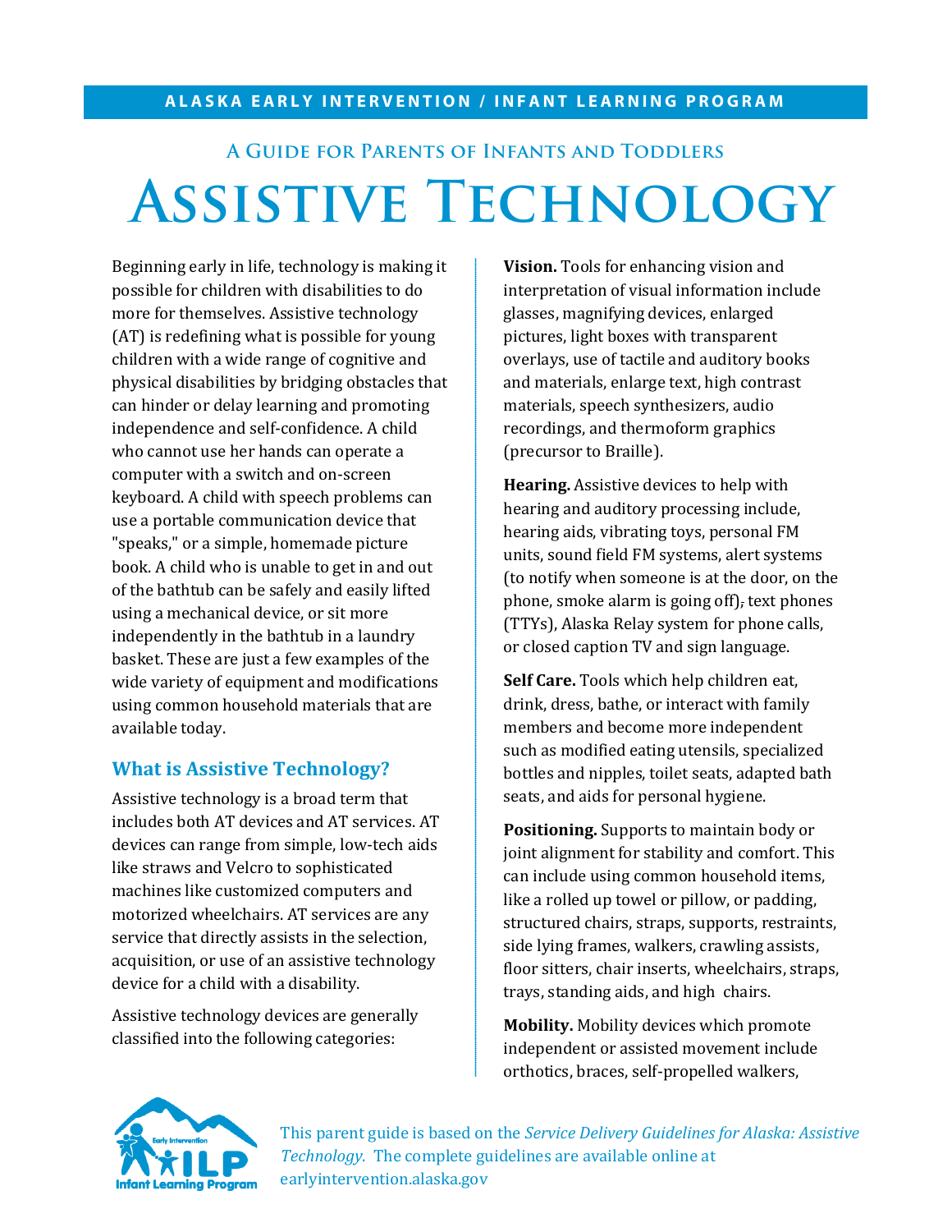**ALASKA EARLY INTERVENTION / INFANT LEARNING PROGRAM**

### A Guide for Parents of Infants and Toddlers

# Assistive Technology

Beginning early in life, technology is making it possible for children with disabilities to do more for themselves. Assistive technology (AT) is redefining what is possible for young children with a wide range of cognitive and physical disabilities by bridging obstacles that can hinder or delay learning and promoting independence and self-confidence. A child who cannot use her hands can operate a computer with a switch and on-screen keyboard. A child with speech problems can use a portable communication device that "speaks," or a simple, homemade picture book. A child who is unable to get in and out of the bathtub can be safely and easily lifted using a mechanical device, or sit more independently in the bathtub in a laundry basket. These are just a few examples of the wide variety of equipment and modifications using common household materials that are available today.

## What is Assistive Technology?

Assistive technology is a broad term that includes both AT devices and AT services. AT devices can range from simple, low-tech aids like straws and Velcro to sophisticated machines like customized computers and motorized wheelchairs. AT services are any service that directly assists in the selection, acquisition, or use of an assistive technology device for a child with a disability.

Assistive technology devices are generally classified into the following categories:

**Vision.** Tools for enhancing vision and interpretation of visual information include glasses, magnifying devices, enlarged pictures, light boxes with transparent overlays, use of tactile and auditory books and materials, enlarge text, high contrast materials, speech synthesizers, audio recordings, and thermoform graphics (precursor to Braille).

**Hearing.** Assistive devices to help with hearing and auditory processing include, hearing aids, vibrating toys, personal FM units, sound field FM systems, alert systems (to notify when someone is at the door, on the phone, smoke alarm is going off), text phones (TTYs), Alaska Relay system for phone calls, or closed caption TV and sign language.

**Self Care.** Tools which help children eat, drink, dress, bathe, or interact with family members and become more independent such as modified eating utensils, specialized bottles and nipples, toilet seats, adapted bath seats, and aids for personal hygiene.

**Positioning.** Supports to maintain body or joint alignment for stability and comfort. This can include using common household items, like a rolled up towel or pillow, or padding, structured chairs, straps, supports, restraints, side lying frames, walkers, crawling assists, floor sitters, chair inserts, wheelchairs, straps, trays, standing aids, and high chairs.

**Mobility.** Mobility devices which promote independent or assisted movement include orthotics, braces, self-propelled walkers,

This parent guide is based on the *Service Delivery Guidelines for Alaska: Assistive Technology*. The complete guidelines are available online at earlyintervention.alaska.gov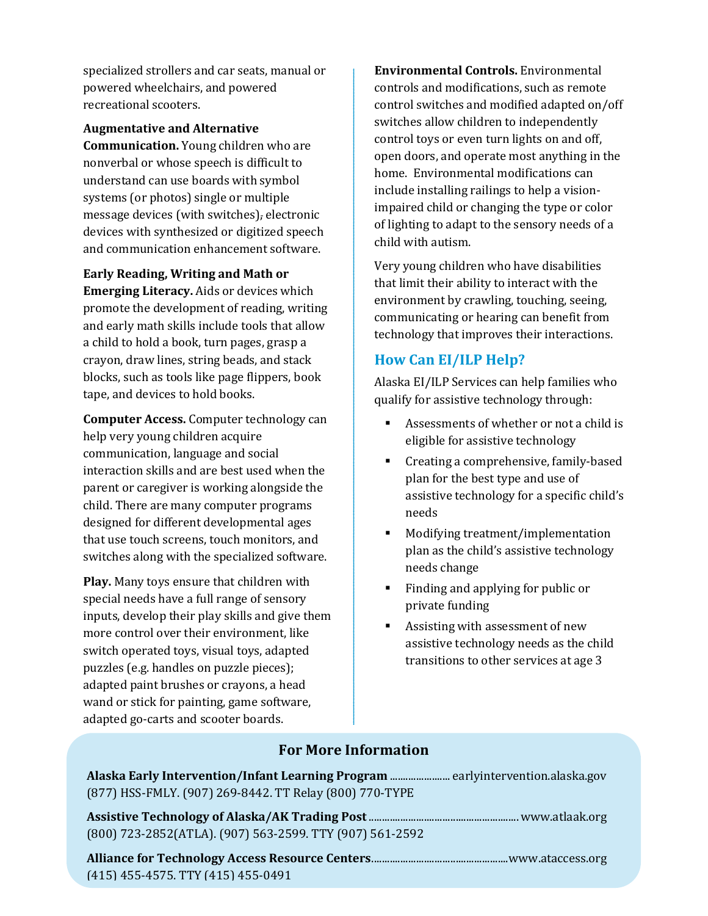specialized strollers and car seats, manual or powered wheelchairs, and powered recreational scooters.

**Augmentative and Alternative Communication.** Young children who are nonverbal or whose speech is difficult to understand can use boards with symbol systems (or photos) single or multiple message devices (with switches), electronic devices with synthesized or digitized speech and communication enhancement software.

**Early Reading, Writing and Math or Emerging Literacy.** Aids or devices which promote the development of reading, writing and early math skills include tools that allow a child to hold a book, turn pages, grasp a crayon, draw lines, string beads, and stack blocks, such as tools like page flippers, book tape, and devices to hold books.

**Computer Access.** Computer technology can help very young children acquire communication, language and social interaction skills and are best used when the parent or caregiver is working alongside the child. There are many computer programs designed for different developmental ages that use touch screens, touch monitors, and switches along with the specialized software.

**Play.** Many toys ensure that children with special needs have a full range of sensory inputs, develop their play skills and give them more control over their environment, like switch operated toys, visual toys, adapted puzzles (e.g. handles on puzzle pieces); adapted paint brushes or crayons, a head wand or stick for painting, game software, adapted go-carts and scooter boards.

**Environmental Controls.** Environmental controls and modifications, such as remote control switches and modified adapted on/off switches allow children to independently control toys or even turn lights on and off, open doors, and operate most anything in the home. Environmental modifications can include installing railings to help a vision-impaired child or changing the type or color of lighting to adapt to the sensory needs of a child with autism.

Very young children who have disabilities that limit their ability to interact with the environment by crawling, touching, seeing, communicating or hearing can benefit from technology that improves their interactions.

## How Can EI/ILP Help?

Alaska EI/ILP Services can help families who qualify for assistive technology through:

- Assessments of whether or not a child is eligible for assistive technology
- Creating a comprehensive, family-based plan for the best type and use of assistive technology for a specific child's needs
- Modifying treatment/implementation plan as the child's assistive technology needs change
- Finding and applying for public or private funding
- Assisting with assessment of new assistive technology needs as the child transitions to other services at age 3

## For More Information

**Alaska Early Intervention/Infant Learning Program** ...................... earlyintervention.alaska.gov
(877) HSS-FMLY. (907) 269-8442. TT Relay (800) 770-TYPE

**Assistive Technology of Alaska/AK Trading Post** ...................................................... www.atlaak.org
(800) 723-2852(ATLA). (907) 563-2599. TTY (907) 561-2592

**Alliance for Technology Access Resource Centers** .................................................. www.ataccess.org
(415) 455-4575. TTY (415) 455-0491